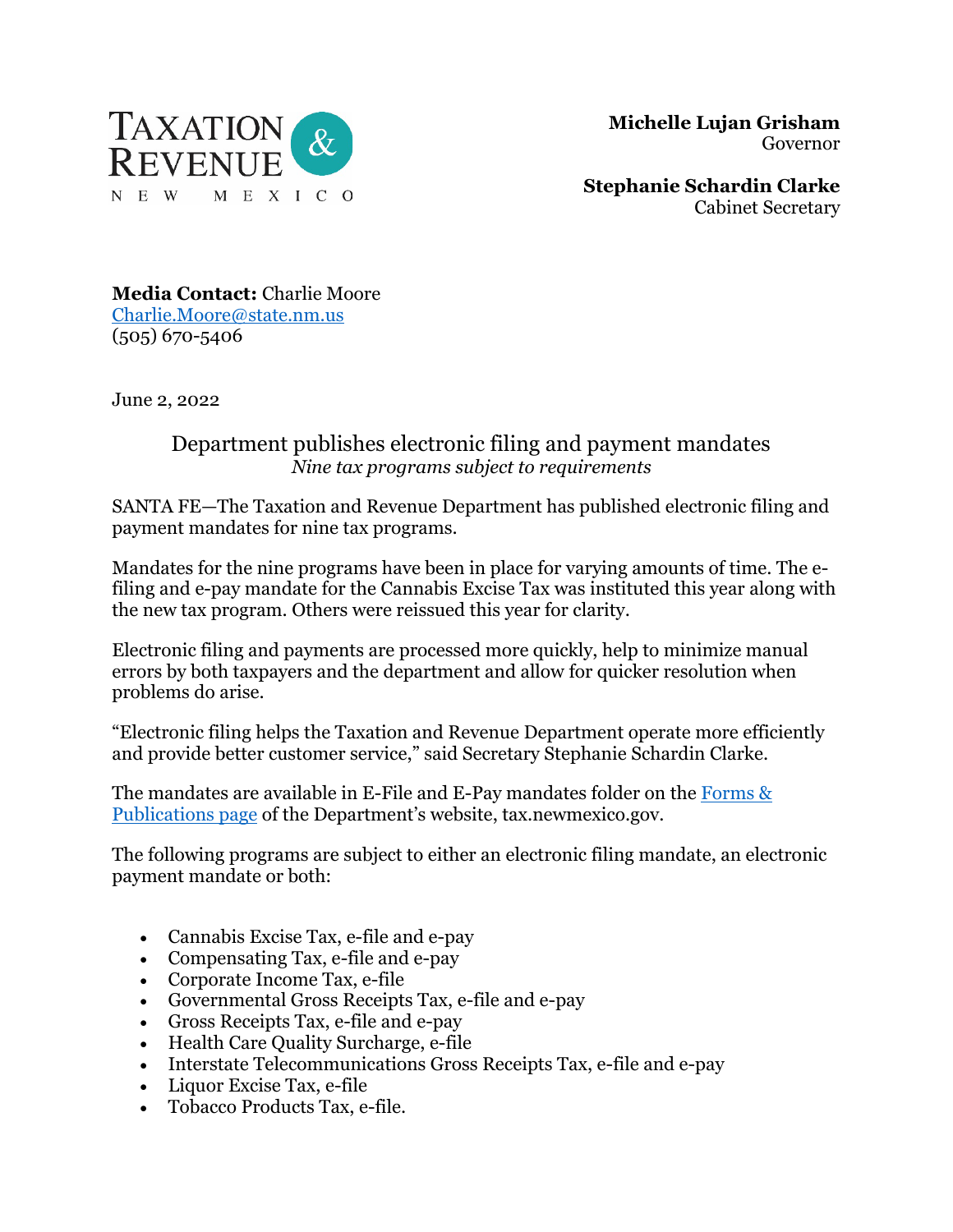TAXATION & REVENUE
NEW MEXICO

**Michelle Lujan Grisham**
Governor

**Stephanie Schardin Clarke**
Cabinet Secretary

**Media Contact:** Charlie Moore
Charlie.Moore@state.nm.us
(505) 670-5406

June 2, 2022

# Department publishes electronic filing and payment mandates

*Nine tax programs subject to requirements*

SANTA FE—The Taxation and Revenue Department has published electronic filing and payment mandates for nine tax programs.

Mandates for the nine programs have been in place for varying amounts of time. The e-filing and e-pay mandate for the Cannabis Excise Tax was instituted this year along with the new tax program. Others were reissued this year for clarity.

Electronic filing and payments are processed more quickly, help to minimize manual errors by both taxpayers and the department and allow for quicker resolution when problems do arise.

"Electronic filing helps the Taxation and Revenue Department operate more efficiently and provide better customer service," said Secretary Stephanie Schardin Clarke.

The mandates are available in E-File and E-Pay mandates folder on the [Forms & Publications page](Forms & Publications page) of the Department's website, tax.newmexico.gov.

The following programs are subject to either an electronic filing mandate, an electronic payment mandate or both:

- Cannabis Excise Tax, e-file and e-pay
- Compensating Tax, e-file and e-pay
- Corporate Income Tax, e-file
- Governmental Gross Receipts Tax, e-file and e-pay
- Gross Receipts Tax, e-file and e-pay
- Health Care Quality Surcharge, e-file
- Interstate Telecommunications Gross Receipts Tax, e-file and e-pay
- Liquor Excise Tax, e-file
- Tobacco Products Tax, e-file.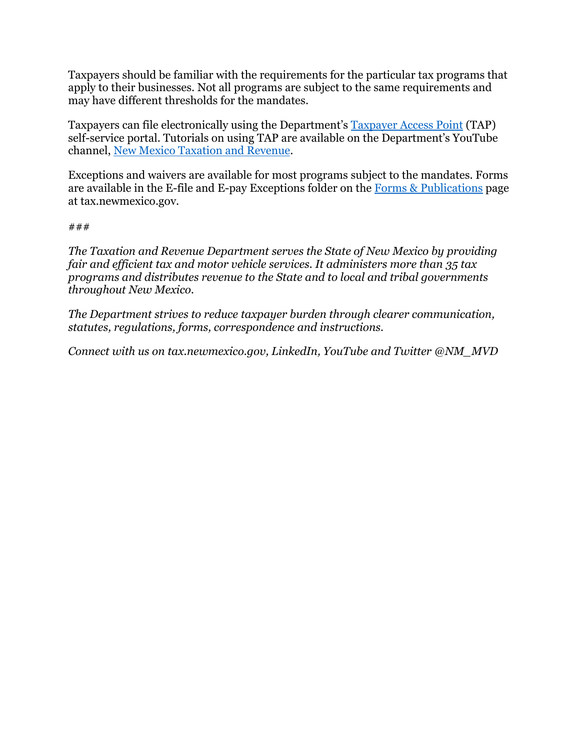Taxpayers should be familiar with the requirements for the particular tax programs that apply to their businesses. Not all programs are subject to the same requirements and may have different thresholds for the mandates.

Taxpayers can file electronically using the Department's [Taxpayer Access Point](#) (TAP) self-service portal. Tutorials on using TAP are available on the Department's YouTube channel, [New Mexico Taxation and Revenue](#).

Exceptions and waivers are available for most programs subject to the mandates. Forms are available in the E-file and E-pay Exceptions folder on the [Forms & Publications](#) page at tax.newmexico.gov.

*###*

*The Taxation and Revenue Department serves the State of New Mexico by providing fair and efficient tax and motor vehicle services. It administers more than 35 tax programs and distributes revenue to the State and to local and tribal governments throughout New Mexico.*

*The Department strives to reduce taxpayer burden through clearer communication, statutes, regulations, forms, correspondence and instructions.*

*Connect with us on tax.newmexico.gov, LinkedIn, YouTube and Twitter @NM_MVD*